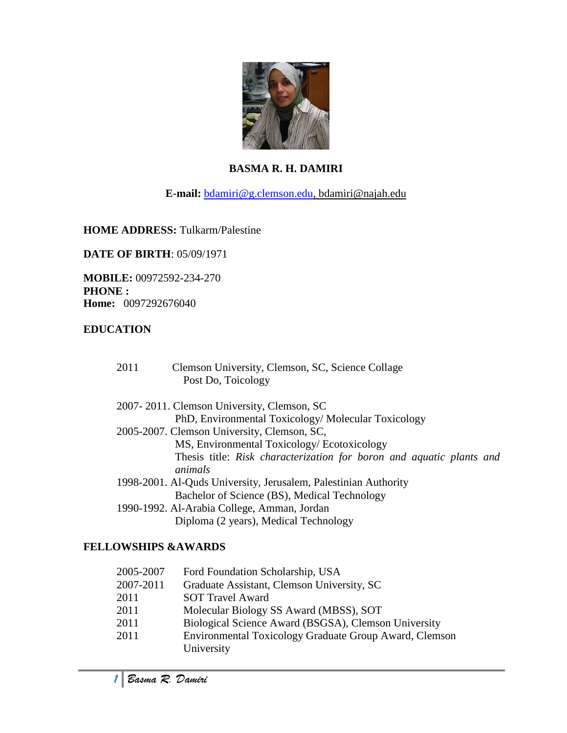# BASMA R. H. DAMIRI

**E-mail:** bdamiri@g.clemson.edu, bdamiri@najah.edu

**HOME ADDRESS:** Tulkarm/Palestine

**DATE OF BIRTH**: 05/09/1971

**MOBILE:** 00972592-234-270
**PHONE :**
**Home:** 0097292676040

## EDUCATION

2011 Clemson University, Clemson, SC, Science Collage
Post Do, Toicology

2007- 2011. Clemson University, Clemson, SC
PhD, Environmental Toxicology/ Molecular Toxicology

2005-2007. Clemson University, Clemson, SC,
MS, Environmental Toxicology/ Ecotoxicology
Thesis title: *Risk characterization for boron and aquatic plants and animals*

1998-2001. Al-Quds University, Jerusalem, Palestinian Authority
Bachelor of Science (BS), Medical Technology

1990-1992. Al-Arabia College, Amman, Jordan
Diploma (2 years), Medical Technology

## FELLOWSHIPS &AWARDS

| | |
|---|---|
| 2005-2007 | Ford Foundation Scholarship, USA |
| 2007-2011 | Graduate Assistant, Clemson University, SC |
| 2011 | SOT Travel Award |
| 2011 | Molecular Biology SS Award (MBSS), SOT |
| 2011 | Biological Science Award (BSGSA), Clemson University |
| 2011 | Environmental Toxicology Graduate Group Award, Clemson University |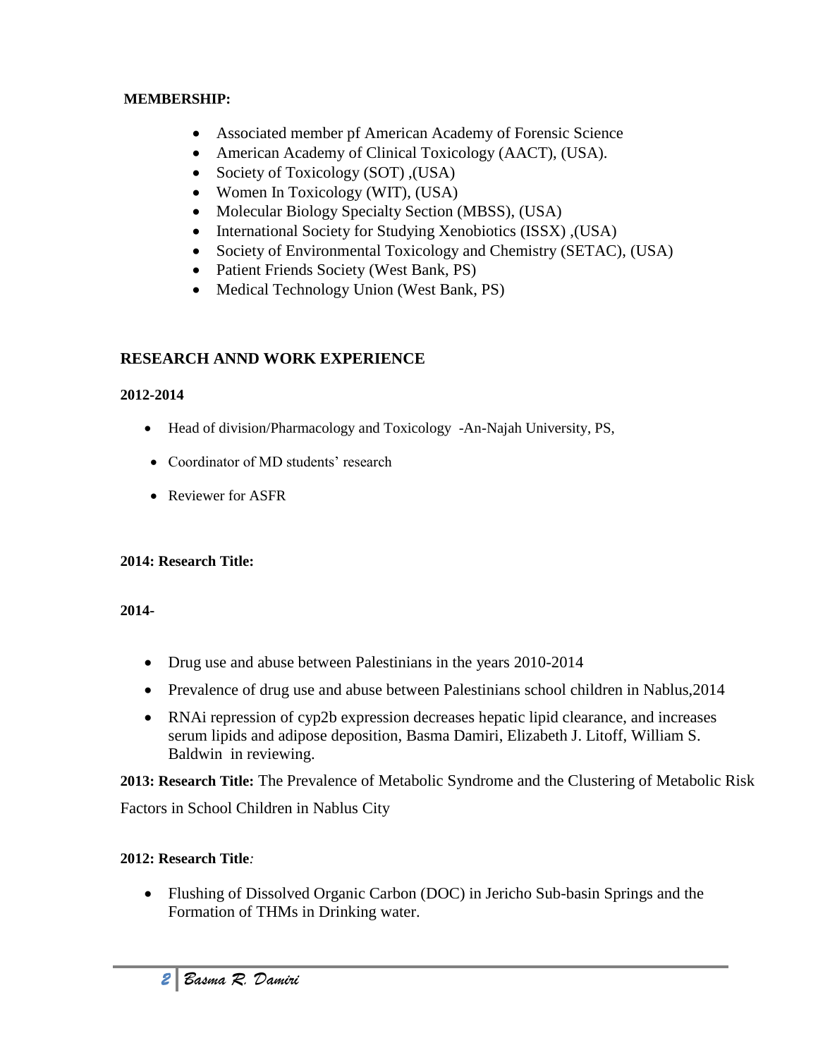**MEMBERSHIP:**

- Associated member pf American Academy of Forensic Science
- American Academy of Clinical Toxicology (AACT), (USA).
- Society of Toxicology (SOT) ,(USA)
- Women In Toxicology (WIT), (USA)
- Molecular Biology Specialty Section (MBSS), (USA)
- International Society for Studying Xenobiotics (ISSX) ,(USA)
- Society of Environmental Toxicology and Chemistry (SETAC), (USA)
- Patient Friends Society (West Bank, PS)
- Medical Technology Union (West Bank, PS)

## RESEARCH ANND WORK EXPERIENCE

**2012-2014**

- Head of division/Pharmacology and Toxicology -An-Najah University, PS,
- Coordinator of MD students' research
- Reviewer for ASFR

**2014: Research Title:**

**2014-**

- Drug use and abuse between Palestinians in the years 2010-2014
- Prevalence of drug use and abuse between Palestinians school children in Nablus,2014
- RNAi repression of cyp2b expression decreases hepatic lipid clearance, and increases serum lipids and adipose deposition, Basma Damiri, Elizabeth J. Litoff, William S. Baldwin in reviewing.

**2013: Research Title:** The Prevalence of Metabolic Syndrome and the Clustering of Metabolic Risk Factors in School Children in Nablus City

**2012: Research Title***:*

- Flushing of Dissolved Organic Carbon (DOC) in Jericho Sub-basin Springs and the Formation of THMs in Drinking water.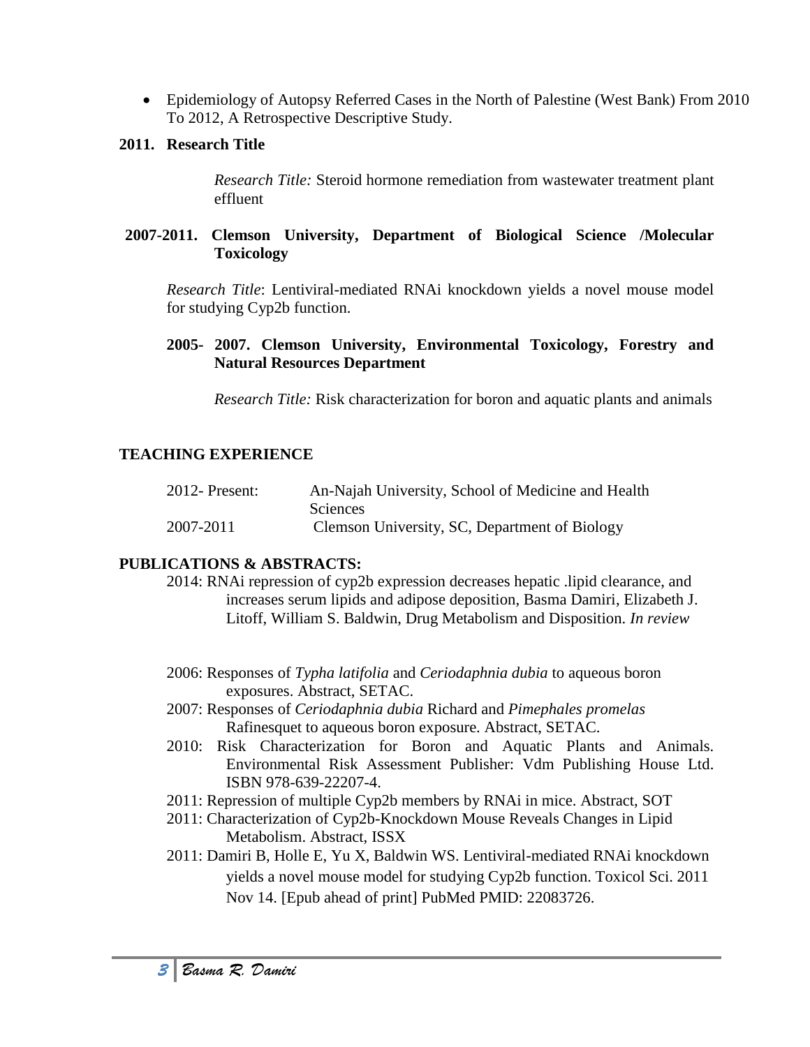- Epidemiology of Autopsy Referred Cases in the North of Palestine (West Bank) From 2010 To 2012, A Retrospective Descriptive Study.

**2011. Research Title**

*Research Title:* Steroid hormone remediation from wastewater treatment plant effluent

**2007-2011. Clemson University, Department of Biological Science /Molecular Toxicology**

*Research Title*: Lentiviral-mediated RNAi knockdown yields a novel mouse model for studying Cyp2b function.

**2005- 2007. Clemson University, Environmental Toxicology, Forestry and Natural Resources Department**

*Research Title:* Risk characterization for boron and aquatic plants and animals

## TEACHING EXPERIENCE

| | |
|---|---|
| 2012- Present: | An-Najah University, School of Medicine and Health Sciences |
| 2007-2011 | Clemson University, SC, Department of Biology |

## PUBLICATIONS & ABSTRACTS:

2014: RNAi repression of cyp2b expression decreases hepatic .lipid clearance, and increases serum lipids and adipose deposition, Basma Damiri, Elizabeth J. Litoff, William S. Baldwin, Drug Metabolism and Disposition. *In review*

2006: Responses of *Typha latifolia* and *Ceriodaphnia dubia* to aqueous boron exposures. Abstract, SETAC.

2007: Responses of *Ceriodaphnia dubia* Richard and *Pimephales promelas* Rafinesquet to aqueous boron exposure. Abstract, SETAC.

2010: Risk Characterization for Boron and Aquatic Plants and Animals. Environmental Risk Assessment Publisher: Vdm Publishing House Ltd. ISBN 978-639-22207-4.

2011: Repression of multiple Cyp2b members by RNAi in mice. Abstract, SOT

2011: Characterization of Cyp2b-Knockdown Mouse Reveals Changes in Lipid Metabolism. Abstract, ISSX

2011: Damiri B, Holle E, Yu X, Baldwin WS. Lentiviral-mediated RNAi knockdown yields a novel mouse model for studying Cyp2b function. Toxicol Sci. 2011 Nov 14. [Epub ahead of print] PubMed PMID: 22083726.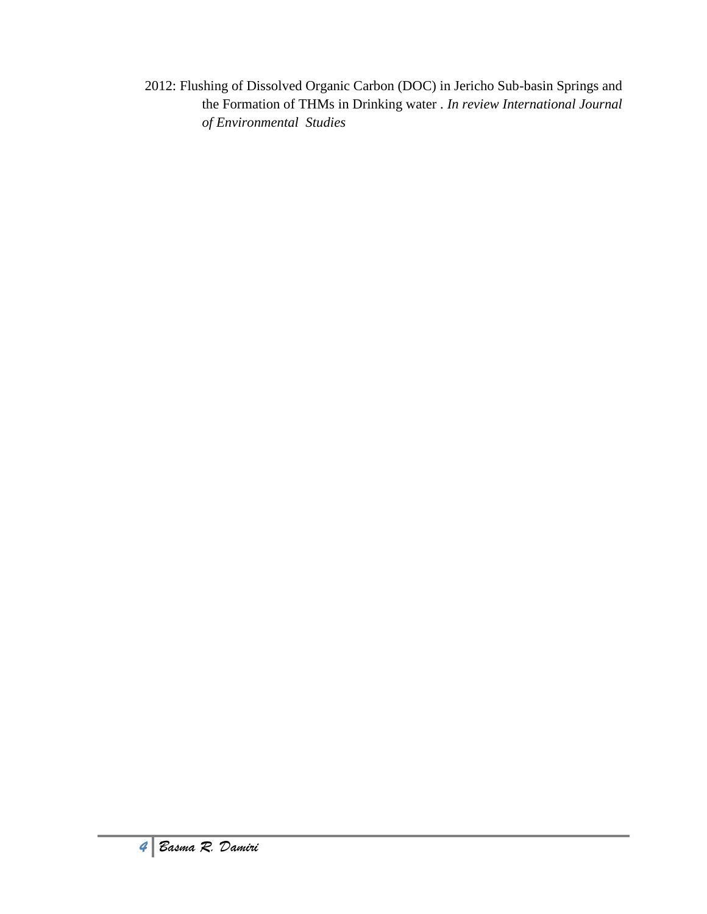2012: Flushing of Dissolved Organic Carbon (DOC) in Jericho Sub-basin Springs and the Formation of THMs in Drinking water . *In review International Journal of Environmental Studies*